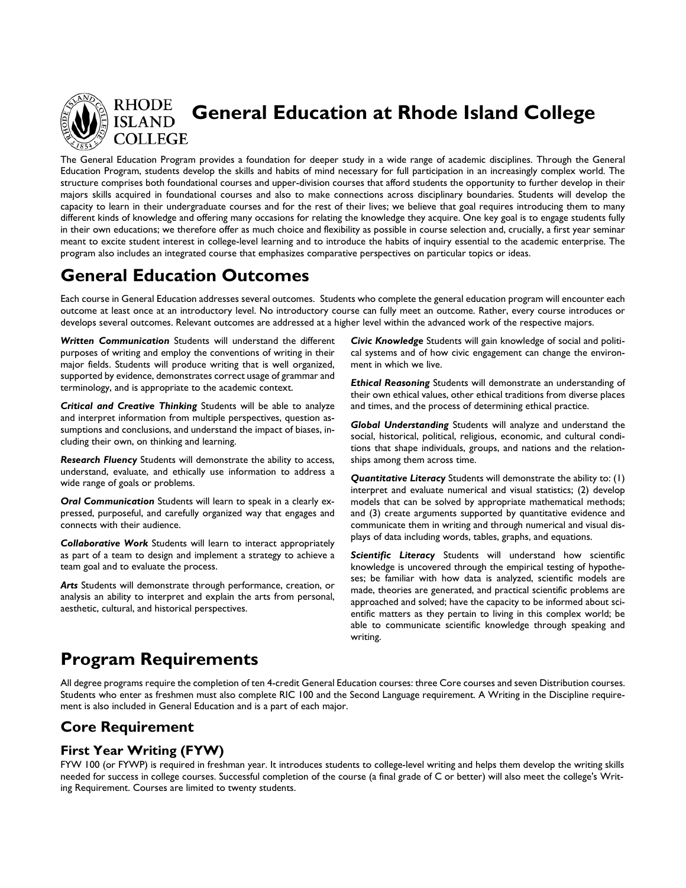# General Education at Rhode Island College

The General Education Program provides a foundation for deeper study in a wide range of academic disciplines. Through the General Education Program, students develop the skills and habits of mind necessary for full participation in an increasingly complex world. The structure comprises both foundational courses and upper-division courses that afford students the opportunity to further develop in their majors skills acquired in foundational courses and also to make connections across disciplinary boundaries. Students will develop the capacity to learn in their undergraduate courses and for the rest of their lives; we believe that goal requires introducing them to many different kinds of knowledge and offering many occasions for relating the knowledge they acquire. One key goal is to engage students fully in their own educations; we therefore offer as much choice and flexibility as possible in course selection and, crucially, a first year seminar meant to excite student interest in college-level learning and to introduce the habits of inquiry essential to the academic enterprise. The program also includes an integrated course that emphasizes comparative perspectives on particular topics or ideas.

## General Education Outcomes

Each course in General Education addresses several outcomes. Students who complete the general education program will encounter each outcome at least once at an introductory level. No introductory course can fully meet an outcome. Rather, every course introduces or develops several outcomes. Relevant outcomes are addressed at a higher level within the advanced work of the respective majors.

***Written Communication*** Students will understand the different purposes of writing and employ the conventions of writing in their major fields. Students will produce writing that is well organized, supported by evidence, demonstrates correct usage of grammar and terminology, and is appropriate to the academic context.

***Critical and Creative Thinking*** Students will be able to analyze and interpret information from multiple perspectives, question assumptions and conclusions, and understand the impact of biases, including their own, on thinking and learning.

***Research Fluency*** Students will demonstrate the ability to access, understand, evaluate, and ethically use information to address a wide range of goals or problems.

***Oral Communication*** Students will learn to speak in a clearly expressed, purposeful, and carefully organized way that engages and connects with their audience.

***Collaborative Work*** Students will learn to interact appropriately as part of a team to design and implement a strategy to achieve a team goal and to evaluate the process.

***Arts*** Students will demonstrate through performance, creation, or analysis an ability to interpret and explain the arts from personal, aesthetic, cultural, and historical perspectives.

***Civic Knowledge*** Students will gain knowledge of social and political systems and of how civic engagement can change the environment in which we live.

***Ethical Reasoning*** Students will demonstrate an understanding of their own ethical values, other ethical traditions from diverse places and times, and the process of determining ethical practice.

***Global Understanding*** Students will analyze and understand the social, historical, political, religious, economic, and cultural conditions that shape individuals, groups, and nations and the relationships among them across time.

***Quantitative Literacy*** Students will demonstrate the ability to: (1) interpret and evaluate numerical and visual statistics; (2) develop models that can be solved by appropriate mathematical methods; and (3) create arguments supported by quantitative evidence and communicate them in writing and through numerical and visual displays of data including words, tables, graphs, and equations.

***Scientific Literacy*** Students will understand how scientific knowledge is uncovered through the empirical testing of hypotheses; be familiar with how data is analyzed, scientific models are made, theories are generated, and practical scientific problems are approached and solved; have the capacity to be informed about scientific matters as they pertain to living in this complex world; be able to communicate scientific knowledge through speaking and writing.

## Program Requirements

All degree programs require the completion of ten 4-credit General Education courses: three Core courses and seven Distribution courses. Students who enter as freshmen must also complete RIC 100 and the Second Language requirement. A Writing in the Discipline requirement is also included in General Education and is a part of each major.

### Core Requirement

#### First Year Writing (FYW)

FYW 100 (or FYWP) is required in freshman year. It introduces students to college-level writing and helps them develop the writing skills needed for success in college courses. Successful completion of the course (a final grade of C or better) will also meet the college's Writing Requirement. Courses are limited to twenty students.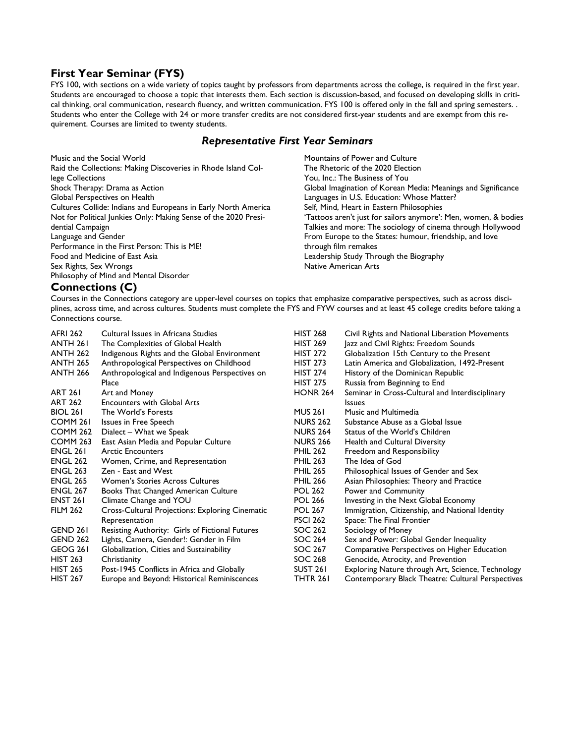## First Year Seminar (FYS)

FYS 100, with sections on a wide variety of topics taught by professors from departments across the college, is required in the first year. Students are encouraged to choose a topic that interests them. Each section is discussion-based, and focused on developing skills in critical thinking, oral communication, research fluency, and written communication. FYS 100 is offered only in the fall and spring semesters. . Students who enter the College with 24 or more transfer credits are not considered first-year students and are exempt from this requirement. Courses are limited to twenty students.

### *Representative First Year Seminars*

- Music and the Social World
- Raid the Collections: Making Discoveries in Rhode Island College Collections
- Shock Therapy: Drama as Action
- Global Perspectives on Health
- Cultures Collide: Indians and Europeans in Early North America
- Not for Political Junkies Only: Making Sense of the 2020 Presidential Campaign
- Language and Gender
- Performance in the First Person: This is ME!
- Food and Medicine of East Asia
- Sex Rights, Sex Wrongs
- Philosophy of Mind and Mental Disorder
- Mountains of Power and Culture
- The Rhetoric of the 2020 Election
- You, Inc.: The Business of You
- Global Imagination of Korean Media: Meanings and Significance
- Languages in U.S. Education: Whose Matter?
- Self, Mind, Heart in Eastern Philosophies
- 'Tattoos aren't just for sailors anymore': Men, women, & bodies
- Talkies and more: The sociology of cinema through Hollywood
- From Europe to the States: humour, friendship, and love through film remakes
- Leadership Study Through the Biography
- Native American Arts

## Connections (C)

Courses in the Connections category are upper-level courses on topics that emphasize comparative perspectives, such as across disciplines, across time, and across cultures. Students must complete the FYS and FYW courses and at least 45 college credits before taking a Connections course.

| Course | Title |
|---|---|
| AFRI 262 | Cultural Issues in Africana Studies |
| ANTH 261 | The Complexities of Global Health |
| ANTH 262 | Indigenous Rights and the Global Environment |
| ANTH 265 | Anthropological Perspectives on Childhood |
| ANTH 266 | Anthropological and Indigenous Perspectives on Place |
| ART 261 | Art and Money |
| ART 262 | Encounters with Global Arts |
| BIOL 261 | The World's Forests |
| COMM 261 | Issues in Free Speech |
| COMM 262 | Dialect – What we Speak |
| COMM 263 | East Asian Media and Popular Culture |
| ENGL 261 | Arctic Encounters |
| ENGL 262 | Women, Crime, and Representation |
| ENGL 263 | Zen - East and West |
| ENGL 265 | Women's Stories Across Cultures |
| ENGL 267 | Books That Changed American Culture |
| ENST 261 | Climate Change and YOU |
| FILM 262 | Cross-Cultural Projections: Exploring Cinematic Representation |
| GEND 261 | Resisting Authority: Girls of Fictional Futures |
| GEND 262 | Lights, Camera, Gender!: Gender in Film |
| GEOG 261 | Globalization, Cities and Sustainability |
| HIST 263 | Christianity |
| HIST 265 | Post-1945 Conflicts in Africa and Globally |
| HIST 267 | Europe and Beyond: Historical Reminiscences |
| HIST 268 | Civil Rights and National Liberation Movements |
| HIST 269 | Jazz and Civil Rights: Freedom Sounds |
| HIST 272 | Globalization 15th Century to the Present |
| HIST 273 | Latin America and Globalization, 1492-Present |
| HIST 274 | History of the Dominican Republic |
| HIST 275 | Russia from Beginning to End |
| HONR 264 | Seminar in Cross-Cultural and Interdisciplinary Issues |
| MUS 261 | Music and Multimedia |
| NURS 262 | Substance Abuse as a Global Issue |
| NURS 264 | Status of the World's Children |
| NURS 266 | Health and Cultural Diversity |
| PHIL 262 | Freedom and Responsibility |
| PHIL 263 | The Idea of God |
| PHIL 265 | Philosophical Issues of Gender and Sex |
| PHIL 266 | Asian Philosophies: Theory and Practice |
| POL 262 | Power and Community |
| POL 266 | Investing in the Next Global Economy |
| POL 267 | Immigration, Citizenship, and National Identity |
| PSCI 262 | Space: The Final Frontier |
| SOC 262 | Sociology of Money |
| SOC 264 | Sex and Power: Global Gender Inequality |
| SOC 267 | Comparative Perspectives on Higher Education |
| SOC 268 | Genocide, Atrocity, and Prevention |
| SUST 261 | Exploring Nature through Art, Science, Technology |
| THTR 261 | Contemporary Black Theatre: Cultural Perspectives |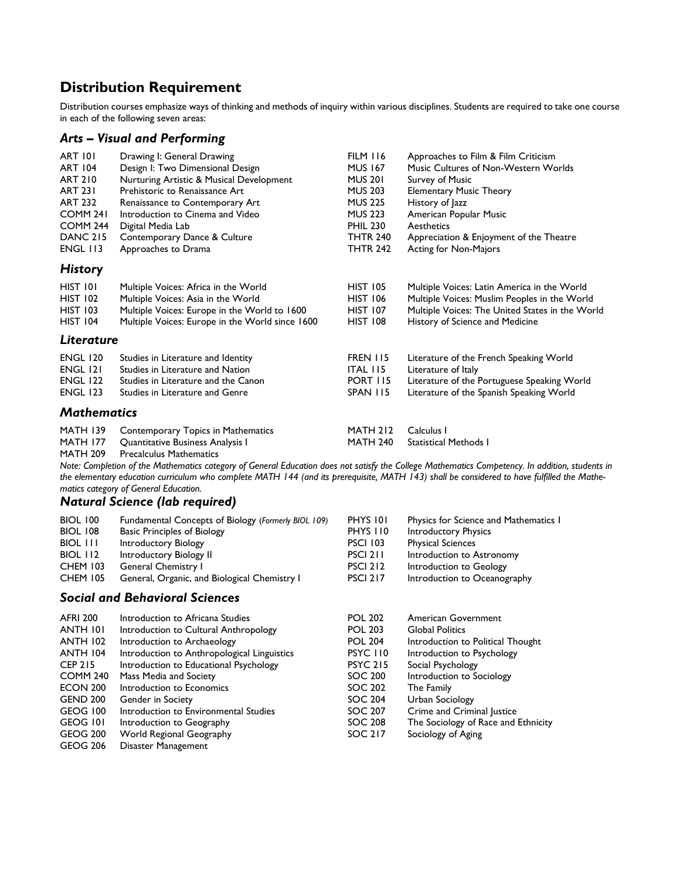## Distribution Requirement

Distribution courses emphasize ways of thinking and methods of inquiry within various disciplines. Students are required to take one course in each of the following seven areas:

### *Arts – Visual and Performing*

| | |
|---|---|
| ART 101 | Drawing I: General Drawing |
| ART 104 | Design I: Two Dimensional Design |
| ART 210 | Nurturing Artistic & Musical Development |
| ART 231 | Prehistoric to Renaissance Art |
| ART 232 | Renaissance to Contemporary Art |
| COMM 241 | Introduction to Cinema and Video |
| COMM 244 | Digital Media Lab |
| DANC 215 | Contemporary Dance & Culture |
| ENGL 113 | Approaches to Drama |
| FILM 116 | Approaches to Film & Film Criticism |
| MUS 167 | Music Cultures of Non-Western Worlds |
| MUS 201 | Survey of Music |
| MUS 203 | Elementary Music Theory |
| MUS 225 | History of Jazz |
| MUS 223 | American Popular Music |
| PHIL 230 | Aesthetics |
| THTR 240 | Appreciation & Enjoyment of the Theatre |
| THTR 242 | Acting for Non-Majors |

### *History*

| | |
|---|---|
| HIST 101 | Multiple Voices: Africa in the World |
| HIST 102 | Multiple Voices: Asia in the World |
| HIST 103 | Multiple Voices: Europe in the World to 1600 |
| HIST 104 | Multiple Voices: Europe in the World since 1600 |
| HIST 105 | Multiple Voices: Latin America in the World |
| HIST 106 | Multiple Voices: Muslim Peoples in the World |
| HIST 107 | Multiple Voices: The United States in the World |
| HIST 108 | History of Science and Medicine |

### *Literature*

| | |
|---|---|
| ENGL 120 | Studies in Literature and Identity |
| ENGL 121 | Studies in Literature and Nation |
| ENGL 122 | Studies in Literature and the Canon |
| ENGL 123 | Studies in Literature and Genre |
| FREN 115 | Literature of the French Speaking World |
| ITAL 115 | Literature of Italy |
| PORT 115 | Literature of the Portuguese Speaking World |
| SPAN 115 | Literature of the Spanish Speaking World |

### *Mathematics*

| | |
|---|---|
| MATH 139 | Contemporary Topics in Mathematics |
| MATH 177 | Quantitative Business Analysis I |
| MATH 209 | Precalculus Mathematics |
| MATH 212 | Calculus I |
| MATH 240 | Statistical Methods I |

*Note: Completion of the Mathematics category of General Education does not satisfy the College Mathematics Competency. In addition, students in the elementary education curriculum who complete MATH 144 (and its prerequisite, MATH 143) shall be considered to have fulfilled the Mathematics category of General Education.*

### *Natural Science (lab required)*

| | |
|---|---|
| BIOL 100 | Fundamental Concepts of Biology (*Formerly BIOL 109*) |
| BIOL 108 | Basic Principles of Biology |
| BIOL 111 | Introductory Biology |
| BIOL 112 | Introductory Biology II |
| CHEM 103 | General Chemistry I |
| CHEM 105 | General, Organic, and Biological Chemistry I |
| PHYS 101 | Physics for Science and Mathematics I |
| PHYS 110 | Introductory Physics |
| PSCI 103 | Physical Sciences |
| PSCI 211 | Introduction to Astronomy |
| PSCI 212 | Introduction to Geology |
| PSCI 217 | Introduction to Oceanography |

### *Social and Behavioral Sciences*

| | |
|---|---|
| AFRI 200 | Introduction to Africana Studies |
| ANTH 101 | Introduction to Cultural Anthropology |
| ANTH 102 | Introduction to Archaeology |
| ANTH 104 | Introduction to Anthropological Linguistics |
| CEP 215 | Introduction to Educational Psychology |
| COMM 240 | Mass Media and Society |
| ECON 200 | Introduction to Economics |
| GEND 200 | Gender in Society |
| GEOG 100 | Introduction to Environmental Studies |
| GEOG 101 | Introduction to Geography |
| GEOG 200 | World Regional Geography |
| GEOG 206 | Disaster Management |
| POL 202 | American Government |
| POL 203 | Global Politics |
| POL 204 | Introduction to Political Thought |
| PSYC 110 | Introduction to Psychology |
| PSYC 215 | Social Psychology |
| SOC 200 | Introduction to Sociology |
| SOC 202 | The Family |
| SOC 204 | Urban Sociology |
| SOC 207 | Crime and Criminal Justice |
| SOC 208 | The Sociology of Race and Ethnicity |
| SOC 217 | Sociology of Aging |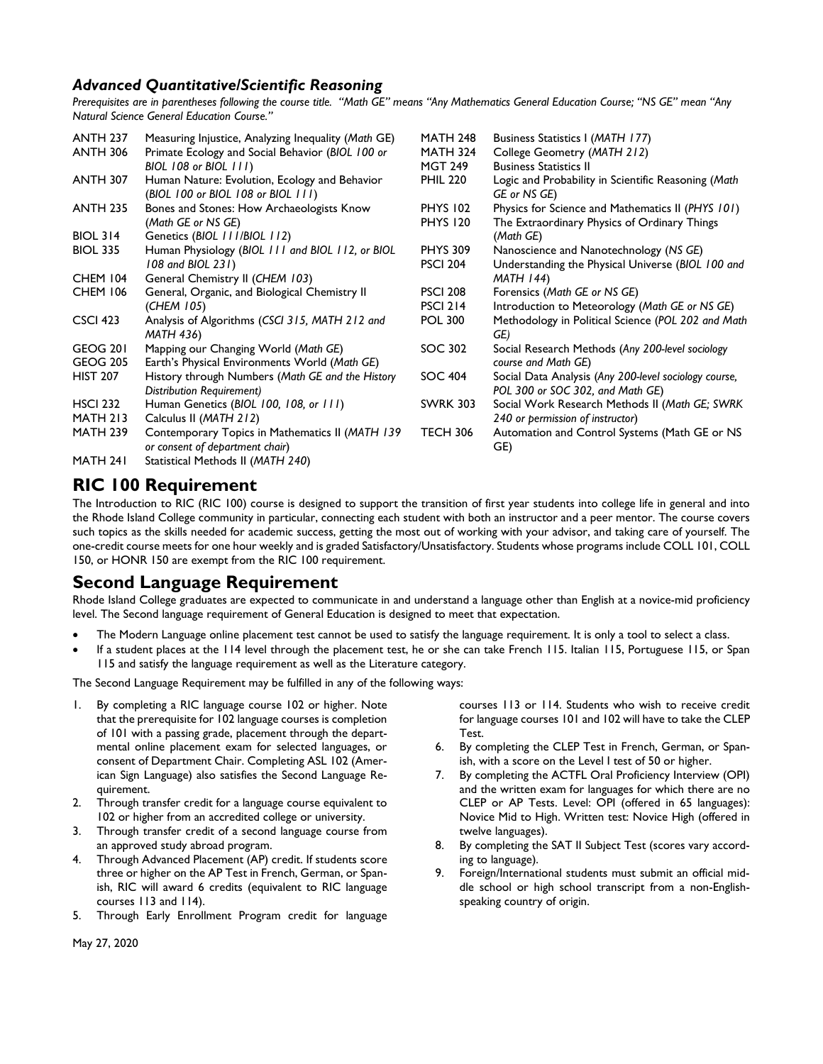### *Advanced Quantitative/Scientific Reasoning*

*Prerequisites are in parentheses following the course title. "Math GE" means "Any Mathematics General Education Course; "NS GE" mean "Any Natural Science General Education Course."*

| | |
|---|---|
| ANTH 237 | Measuring Injustice, Analyzing Inequality (*Math* GE) |
| ANTH 306 | Primate Ecology and Social Behavior (*BIOL 100 or BIOL 108 or BIOL 111*) |
| ANTH 307 | Human Nature: Evolution, Ecology and Behavior (*BIOL 100 or BIOL 108 or BIOL 111*) |
| ANTH 235 | Bones and Stones: How Archaeologists Know (*Math GE or NS GE*) |
| BIOL 314 | Genetics (*BIOL 111/BIOL 112*) |
| BIOL 335 | Human Physiology (*BIOL 111 and BIOL 112, or BIOL 108 and BIOL 231*) |
| CHEM 104 | General Chemistry II (*CHEM 103*) |
| CHEM 106 | General, Organic, and Biological Chemistry II (*CHEM 105*) |
| CSCI 423 | Analysis of Algorithms (*CSCI 315, MATH 212 and MATH 436*) |
| GEOG 201 | Mapping our Changing World (*Math GE*) |
| GEOG 205 | Earth's Physical Environments World (*Math GE*) |
| HIST 207 | History through Numbers (*Math GE and the History Distribution Requirement)* |
| HSCI 232 | Human Genetics (*BIOL 100, 108, or 111*) |
| MATH 213 | Calculus II (*MATH 212*) |
| MATH 239 | Contemporary Topics in Mathematics II (*MATH 139 or consent of department chair*) |
| MATH 241 | Statistical Methods II (*MATH 240*) |
| MATH 248 | Business Statistics I (*MATH 177*) |
| MATH 324 | College Geometry (*MATH 212*) |
| MGT 249 | Business Statistics II |
| PHIL 220 | Logic and Probability in Scientific Reasoning (*Math GE or NS GE*) |
| PHYS 102 | Physics for Science and Mathematics II (*PHYS 101*) |
| PHYS 120 | The Extraordinary Physics of Ordinary Things (*Math GE*) |
| PHYS 309 | Nanoscience and Nanotechnology (*NS GE*) |
| PSCI 204 | Understanding the Physical Universe (*BIOL 100 and MATH 144*) |
| PSCI 208 | Forensics (*Math GE or NS GE*) |
| PSCI 214 | Introduction to Meteorology (*Math GE or NS GE*) |
| POL 300 | Methodology in Political Science (*POL 202 and Math GE)* |
| SOC 302 | Social Research Methods (*Any 200-level sociology course and Math GE*) |
| SOC 404 | Social Data Analysis (*Any 200-level sociology course, POL 300 or SOC 302, and Math GE*) |
| SWRK 303 | Social Work Research Methods II (*Math GE; SWRK 240 or permission of instructor*) |
| TECH 306 | Automation and Control Systems (Math GE or NS GE) |

## RIC 100 Requirement

The Introduction to RIC (RIC 100) course is designed to support the transition of first year students into college life in general and into the Rhode Island College community in particular, connecting each student with both an instructor and a peer mentor. The course covers such topics as the skills needed for academic success, getting the most out of working with your advisor, and taking care of yourself. The one-credit course meets for one hour weekly and is graded Satisfactory/Unsatisfactory. Students whose programs include COLL 101, COLL 150, or HONR 150 are exempt from the RIC 100 requirement.

## Second Language Requirement

Rhode Island College graduates are expected to communicate in and understand a language other than English at a novice-mid proficiency level. The Second language requirement of General Education is designed to meet that expectation.

- The Modern Language online placement test cannot be used to satisfy the language requirement. It is only a tool to select a class.
- If a student places at the 114 level through the placement test, he or she can take French 115. Italian 115, Portuguese 115, or Span 115 and satisfy the language requirement as well as the Literature category.

The Second Language Requirement may be fulfilled in any of the following ways:

1. By completing a RIC language course 102 or higher. Note that the prerequisite for 102 language courses is completion of 101 with a passing grade, placement through the departmental online placement exam for selected languages, or consent of Department Chair. Completing ASL 102 (American Sign Language) also satisfies the Second Language Requirement.
2. Through transfer credit for a language course equivalent to 102 or higher from an accredited college or university.
3. Through transfer credit of a second language course from an approved study abroad program.
4. Through Advanced Placement (AP) credit. If students score three or higher on the AP Test in French, German, or Spanish, RIC will award 6 credits (equivalent to RIC language courses 113 and 114).
5. Through Early Enrollment Program credit for language courses 113 or 114. Students who wish to receive credit for language courses 101 and 102 will have to take the CLEP Test.
6. By completing the CLEP Test in French, German, or Spanish, with a score on the Level I test of 50 or higher.
7. By completing the ACTFL Oral Proficiency Interview (OPI) and the written exam for languages for which there are no CLEP or AP Tests. Level: OPI (offered in 65 languages): Novice Mid to High. Written test: Novice High (offered in twelve languages).
8. By completing the SAT II Subject Test (scores vary according to language).
9. Foreign/International students must submit an official middle school or high school transcript from a non-English-speaking country of origin.

May 27, 2020